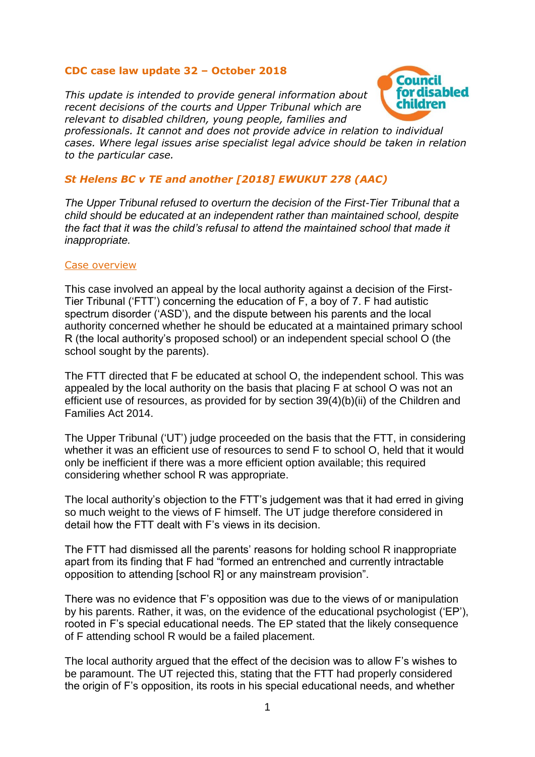**CDC case law update 32 – October 2018**

*This update is intended to provide general information about recent decisions of the courts and Upper Tribunal which are relevant to disabled children, young people, families and professionals. It cannot and does not provide advice in relation to individual cases. Where legal issues arise specialist legal advice should be taken in relation to the particular case.*

## *St Helens BC v TE and another [2018] EWUKUT 278 (AAC)*

*The Upper Tribunal refused to overturn the decision of the First-Tier Tribunal that a child should be educated at an independent rather than maintained school, despite the fact that it was the child's refusal to attend the maintained school that made it inappropriate.*

### Case overview

This case involved an appeal by the local authority against a decision of the First-Tier Tribunal ('FTT') concerning the education of F, a boy of 7. F had autistic spectrum disorder ('ASD'), and the dispute between his parents and the local authority concerned whether he should be educated at a maintained primary school R (the local authority's proposed school) or an independent special school O (the school sought by the parents).

The FTT directed that F be educated at school O, the independent school. This was appealed by the local authority on the basis that placing F at school O was not an efficient use of resources, as provided for by section 39(4)(b)(ii) of the Children and Families Act 2014.

The Upper Tribunal ('UT') judge proceeded on the basis that the FTT, in considering whether it was an efficient use of resources to send F to school O, held that it would only be inefficient if there was a more efficient option available; this required considering whether school R was appropriate.

The local authority's objection to the FTT's judgement was that it had erred in giving so much weight to the views of F himself. The UT judge therefore considered in detail how the FTT dealt with F's views in its decision.

The FTT had dismissed all the parents' reasons for holding school R inappropriate apart from its finding that F had "formed an entrenched and currently intractable opposition to attending [school R] or any mainstream provision".

There was no evidence that F's opposition was due to the views of or manipulation by his parents. Rather, it was, on the evidence of the educational psychologist ('EP'), rooted in F's special educational needs. The EP stated that the likely consequence of F attending school R would be a failed placement.

The local authority argued that the effect of the decision was to allow F's wishes to be paramount. The UT rejected this, stating that the FTT had properly considered the origin of F's opposition, its roots in his special educational needs, and whether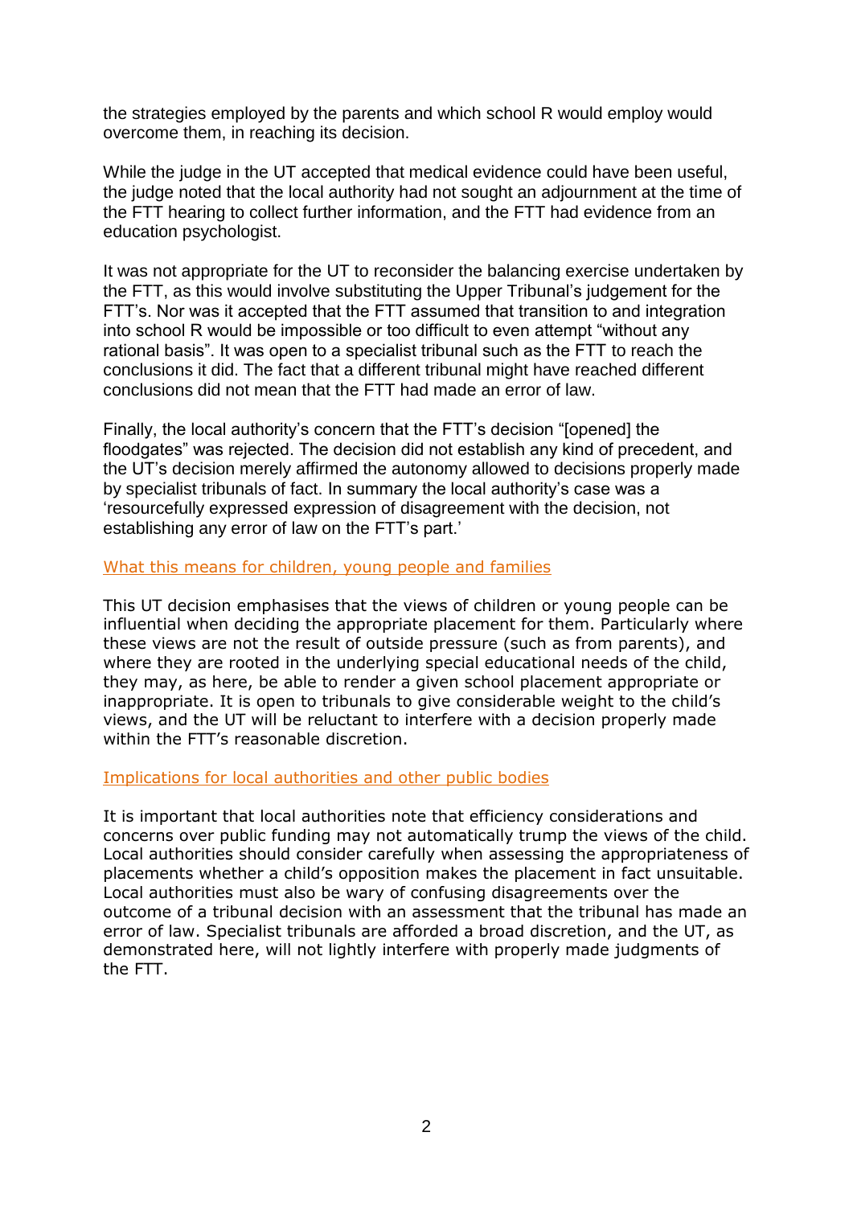the strategies employed by the parents and which school R would employ would overcome them, in reaching its decision.

While the judge in the UT accepted that medical evidence could have been useful, the judge noted that the local authority had not sought an adjournment at the time of the FTT hearing to collect further information, and the FTT had evidence from an education psychologist.

It was not appropriate for the UT to reconsider the balancing exercise undertaken by the FTT, as this would involve substituting the Upper Tribunal's judgement for the FTT's. Nor was it accepted that the FTT assumed that transition to and integration into school R would be impossible or too difficult to even attempt "without any rational basis". It was open to a specialist tribunal such as the FTT to reach the conclusions it did. The fact that a different tribunal might have reached different conclusions did not mean that the FTT had made an error of law.

Finally, the local authority's concern that the FTT's decision "[opened] the floodgates" was rejected. The decision did not establish any kind of precedent, and the UT's decision merely affirmed the autonomy allowed to decisions properly made by specialist tribunals of fact. In summary the local authority's case was a 'resourcefully expressed expression of disagreement with the decision, not establishing any error of law on the FTT's part.'

## What this means for children, young people and families

This UT decision emphasises that the views of children or young people can be influential when deciding the appropriate placement for them. Particularly where these views are not the result of outside pressure (such as from parents), and where they are rooted in the underlying special educational needs of the child, they may, as here, be able to render a given school placement appropriate or inappropriate. It is open to tribunals to give considerable weight to the child's views, and the UT will be reluctant to interfere with a decision properly made within the FTT's reasonable discretion.

## Implications for local authorities and other public bodies

It is important that local authorities note that efficiency considerations and concerns over public funding may not automatically trump the views of the child. Local authorities should consider carefully when assessing the appropriateness of placements whether a child's opposition makes the placement in fact unsuitable. Local authorities must also be wary of confusing disagreements over the outcome of a tribunal decision with an assessment that the tribunal has made an error of law. Specialist tribunals are afforded a broad discretion, and the UT, as demonstrated here, will not lightly interfere with properly made judgments of the FTT.